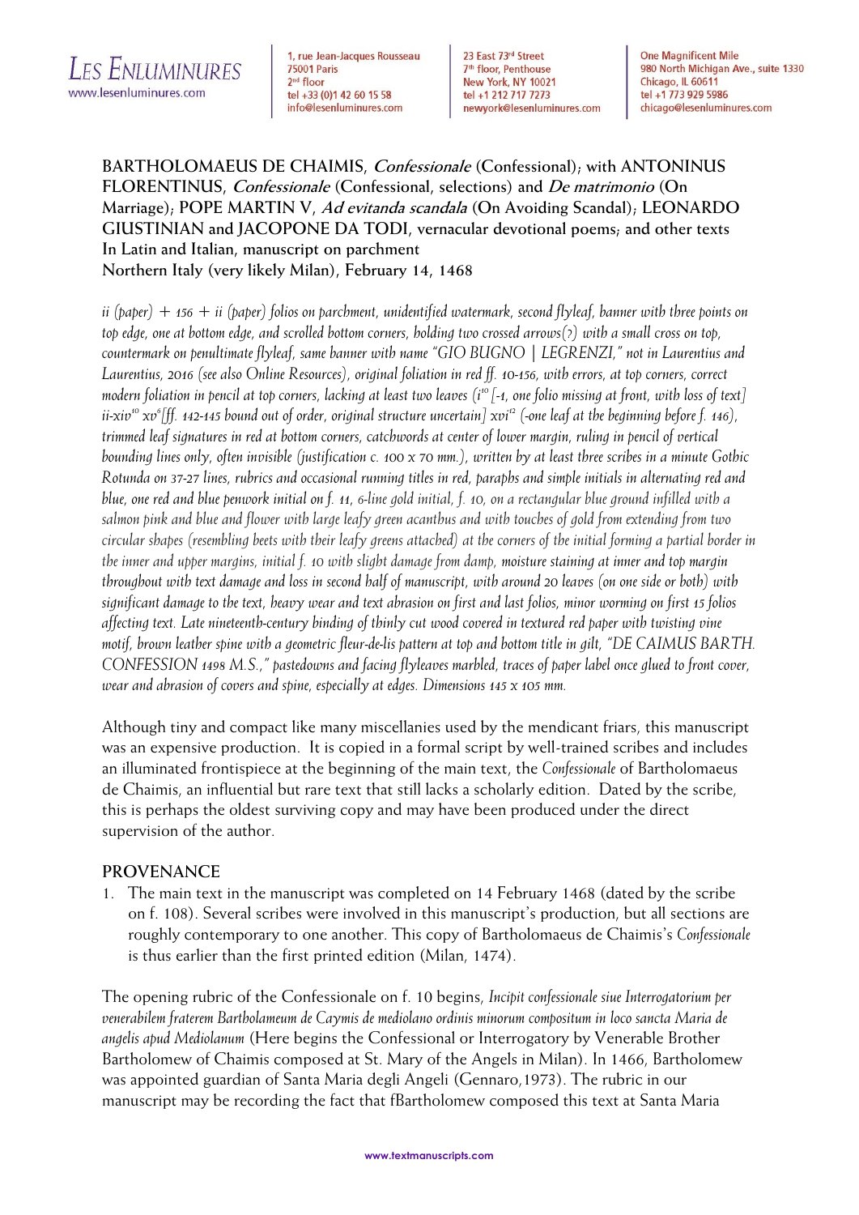**BARTHOLOMAEUS DE CHAIMIS, *Confessionale* (Confessional); with ANTONINUS FLORENTINUS, *Confessionale* (Confessional, selections) and *De matrimonio* (On Marriage); POPE MARTIN V, *Ad evitanda scandala* (On Avoiding Scandal); LEONARDO GIUSTINIAN and JACOPONE DA TODI, vernacular devotional poems; and other texts**
**In Latin and Italian, manuscript on parchment**
**Northern Italy (very likely Milan), February 14, 1468**

*ii (paper) + 156 + ii (paper) folios on parchment, unidentified watermark, second flyleaf, banner with three points on top edge, one at bottom edge, and scrolled bottom corners, holding two crossed arrows(?) with a small cross on top, countermark on penultimate flyleaf, same banner with name "GIO BUGNO | LEGRENZI," not in Laurentius and Laurentius, 2016 (see also Online Resources), original foliation in red ff. 10-156, with errors, at top corners, correct modern foliation in pencil at top corners, lacking at least two leaves ($i^{10}$ [-1, one folio missing at front, with loss of text] ii-$xiv^{10}$ $xv^{6}$[ff. 142-145 bound out of order, original structure uncertain] $xvi^{12}$ (-one leaf at the beginning before f. 146), trimmed leaf signatures in red at bottom corners, catchwords at center of lower margin, ruling in pencil of vertical bounding lines only, often invisible (justification c. 100 x 70 mm.), written by at least three scribes in a minute Gothic Rotunda on 37-27 lines, rubrics and occasional running titles in red, paraphs and simple initials in alternating red and blue, one red and blue penwork initial on f. 11, 6-line gold initial, f. 10, on a rectangular blue ground infilled with a salmon pink and blue and flower with large leafy green acanthus and with touches of gold from extending from two circular shapes (resembling beets with their leafy greens attached) at the corners of the initial forming a partial border in the inner and upper margins, initial f. 10 with slight damage from damp, moisture staining at inner and top margin throughout with text damage and loss in second half of manuscript, with around 20 leaves (on one side or both) with significant damage to the text, heavy wear and text abrasion on first and last folios, minor worming on first 15 folios affecting text. Late nineteenth-century binding of thinly cut wood covered in textured red paper with twisting vine motif, brown leather spine with a geometric fleur-de-lis pattern at top and bottom title in gilt, "DE CAIMUS BARTH. CONFESSION 1498 M.S.," pastedowns and facing flyleaves marbled, traces of paper label once glued to front cover, wear and abrasion of covers and spine, especially at edges. Dimensions 145 x 105 mm.*

Although tiny and compact like many miscellanies used by the mendicant friars, this manuscript was an expensive production. It is copied in a formal script by well-trained scribes and includes an illuminated frontispiece at the beginning of the main text, the *Confessionale* of Bartholomaeus de Chaimis, an influential but rare text that still lacks a scholarly edition. Dated by the scribe, this is perhaps the oldest surviving copy and may have been produced under the direct supervision of the author.

## PROVENANCE

1. The main text in the manuscript was completed on 14 February 1468 (dated by the scribe on f. 108). Several scribes were involved in this manuscript's production, but all sections are roughly contemporary to one another. This copy of Bartholomaeus de Chaimis's *Confessionale* is thus earlier than the first printed edition (Milan, 1474).

The opening rubric of the Confessionale on f. 10 begins, *Incipit confessionale siue Interrogatorium per venerabilem fraterem Bartholameum de Caymis de mediolano ordinis minorum compositum in loco sancta Maria de angelis apud Mediolanum* (Here begins the Confessional or Interrogatory by Venerable Brother Bartholomew of Chaimis composed at St. Mary of the Angels in Milan). In 1466, Bartholomew was appointed guardian of Santa Maria degli Angeli (Gennaro,1973). The rubric in our manuscript may be recording the fact that fBartholomew composed this text at Santa Maria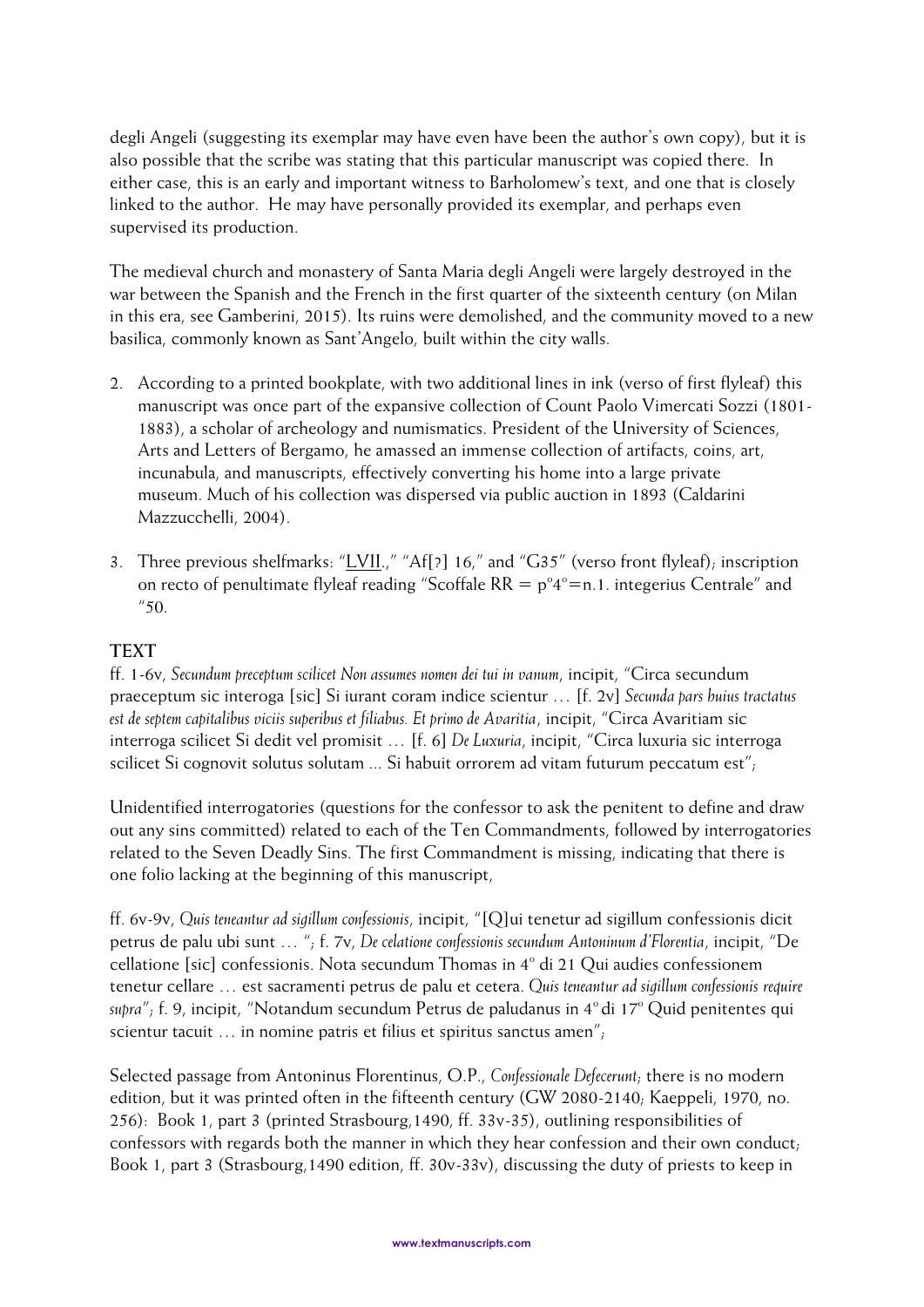degli Angeli (suggesting its exemplar may have even have been the author's own copy), but it is also possible that the scribe was stating that this particular manuscript was copied there. In either case, this is an early and important witness to Barholomew's text, and one that is closely linked to the author. He may have personally provided its exemplar, and perhaps even supervised its production.

The medieval church and monastery of Santa Maria degli Angeli were largely destroyed in the war between the Spanish and the French in the first quarter of the sixteenth century (on Milan in this era, see Gamberini, 2015). Its ruins were demolished, and the community moved to a new basilica, commonly known as Sant'Angelo, built within the city walls.

2. According to a printed bookplate, with two additional lines in ink (verso of first flyleaf) this manuscript was once part of the expansive collection of Count Paolo Vimercati Sozzi (1801-1883), a scholar of archeology and numismatics. President of the University of Sciences, Arts and Letters of Bergamo, he amassed an immense collection of artifacts, coins, art, incunabula, and manuscripts, effectively converting his home into a large private museum. Much of his collection was dispersed via public auction in 1893 (Caldarini Mazzucchelli, 2004).

3. Three previous shelfmarks: "LVII.," "Af[?] 16," and "G35" (verso front flyleaf); inscription on recto of penultimate flyleaf reading "Scoffale RR = p°4°=n.1. integerius Centrale" and "50.

## TEXT

ff. 1-6v, *Secundum preceptum scilicet Non assumes nomen dei tui in vanum*, incipit, "Circa secundum praeceptum sic interoga [sic] Si iurant coram indice scientur … [f. 2v] *Secunda pars huius tractatus est de septem capitalibus viciis superibus et filiabus. Et primo de Avaritia*, incipit, "Circa Avaritiam sic interroga scilicet Si dedit vel promisit … [f. 6] *De Luxuria*, incipit, "Circa luxuria sic interroga scilicet Si cognovit solutus solutam ... Si habuit orrorem ad vitam futurum peccatum est";

Unidentified interrogatories (questions for the confessor to ask the penitent to define and draw out any sins committed) related to each of the Ten Commandments, followed by interrogatories related to the Seven Deadly Sins. The first Commandment is missing, indicating that there is one folio lacking at the beginning of this manuscript,

ff. 6v-9v, *Quis teneantur ad sigillum confessionis*, incipit, "[Q]ui tenetur ad sigillum confessionis dicit petrus de palu ubi sunt … "; f. 7v, *De celatione confessionis secundum Antoninum d'Florentia*, incipit, "De cellatione [sic] confessionis. Nota secundum Thomas in 4° di 21 Qui audies confessionem tenetur cellare … est sacramenti petrus de palu et cetera. *Quis teneantur ad sigillum confessionis require supra*"; f. 9, incipit, "Notandum secundum Petrus de paludanus in 4° di 17° Quid penitentes qui scientur tacuit … in nomine patris et filius et spiritus sanctus amen";

Selected passage from Antoninus Florentinus, O.P., *Confessionale Defecerunt*; there is no modern edition, but it was printed often in the fifteenth century (GW 2080-2140; Kaeppeli, 1970, no. 256): Book 1, part 3 (printed Strasbourg,1490, ff. 33v-35), outlining responsibilities of confessors with regards both the manner in which they hear confession and their own conduct; Book 1, part 3 (Strasbourg,1490 edition, ff. 30v-33v), discussing the duty of priests to keep in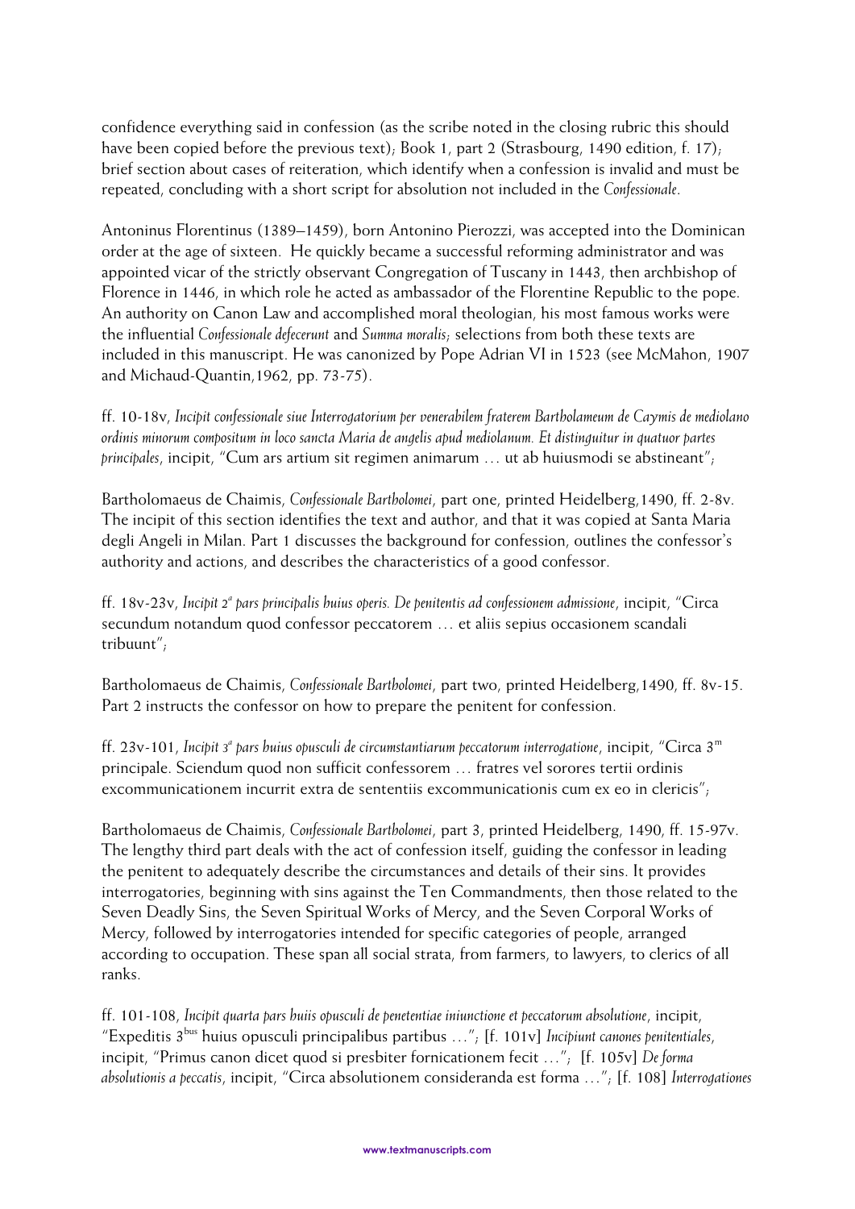confidence everything said in confession (as the scribe noted in the closing rubric this should have been copied before the previous text); Book 1, part 2 (Strasbourg, 1490 edition, f. 17); brief section about cases of reiteration, which identify when a confession is invalid and must be repeated, concluding with a short script for absolution not included in the *Confessionale*.

Antoninus Florentinus (1389–1459), born Antonino Pierozzi, was accepted into the Dominican order at the age of sixteen. He quickly became a successful reforming administrator and was appointed vicar of the strictly observant Congregation of Tuscany in 1443, then archbishop of Florence in 1446, in which role he acted as ambassador of the Florentine Republic to the pope. An authority on Canon Law and accomplished moral theologian, his most famous works were the influential *Confessionale defecerunt* and *Summa moralis*; selections from both these texts are included in this manuscript. He was canonized by Pope Adrian VI in 1523 (see McMahon, 1907 and Michaud-Quantin,1962, pp. 73-75).

ff. 10-18v, *Incipit confessionale siue Interrogatorium per venerabilem fraterem Bartholameum de Caymis de mediolano ordinis minorum compositum in loco sancta Maria de angelis apud mediolanum. Et distinguitur in quatuor partes principales*, incipit, "Cum ars artium sit regimen animarum … ut ab huiusmodi se abstineant";

Bartholomaeus de Chaimis, *Confessionale Bartholomei*, part one, printed Heidelberg,1490, ff. 2-8v. The incipit of this section identifies the text and author, and that it was copied at Santa Maria degli Angeli in Milan. Part 1 discusses the background for confession, outlines the confessor's authority and actions, and describes the characteristics of a good confessor.

ff. 18v-23v, *Incipit 2ᵃ pars principalis huius operis. De penitentis ad confessionem admissione*, incipit, "Circa secundum notandum quod confessor peccatorem … et aliis sepius occasionem scandali tribuunt";

Bartholomaeus de Chaimis, *Confessionale Bartholomei*, part two, printed Heidelberg,1490, ff. 8v-15. Part 2 instructs the confessor on how to prepare the penitent for confession.

ff. 23v-101, *Incipit 3ᵃ pars huius opusculi de circumstantiarum peccatorum interrogatione*, incipit, "Circa 3ᵐ principale. Sciendum quod non sufficit confessorem … fratres vel sorores tertii ordinis excommunicationem incurrit extra de sententiis excommunicationis cum ex eo in clericis";

Bartholomaeus de Chaimis, *Confessionale Bartholomei*, part 3, printed Heidelberg, 1490, ff. 15-97v. The lengthy third part deals with the act of confession itself, guiding the confessor in leading the penitent to adequately describe the circumstances and details of their sins. It provides interrogatories, beginning with sins against the Ten Commandments, then those related to the Seven Deadly Sins, the Seven Spiritual Works of Mercy, and the Seven Corporal Works of Mercy, followed by interrogatories intended for specific categories of people, arranged according to occupation. These span all social strata, from farmers, to lawyers, to clerics of all ranks.

ff. 101-108, *Incipit quarta pars huiis opusculi de penetentiae iniunctione et peccatorum absolutione*, incipit, "Expeditis 3ᵇᵘˢ huius opusculi principalibus partibus …"; [f. 101v] *Incipiunt canones penitentiales*, incipit, "Primus canon dicet quod si presbiter fornicationem fecit …"; [f. 105v] *De forma absolutionis a peccatis*, incipit, "Circa absolutionem consideranda est forma …"; [f. 108] *Interrogationes*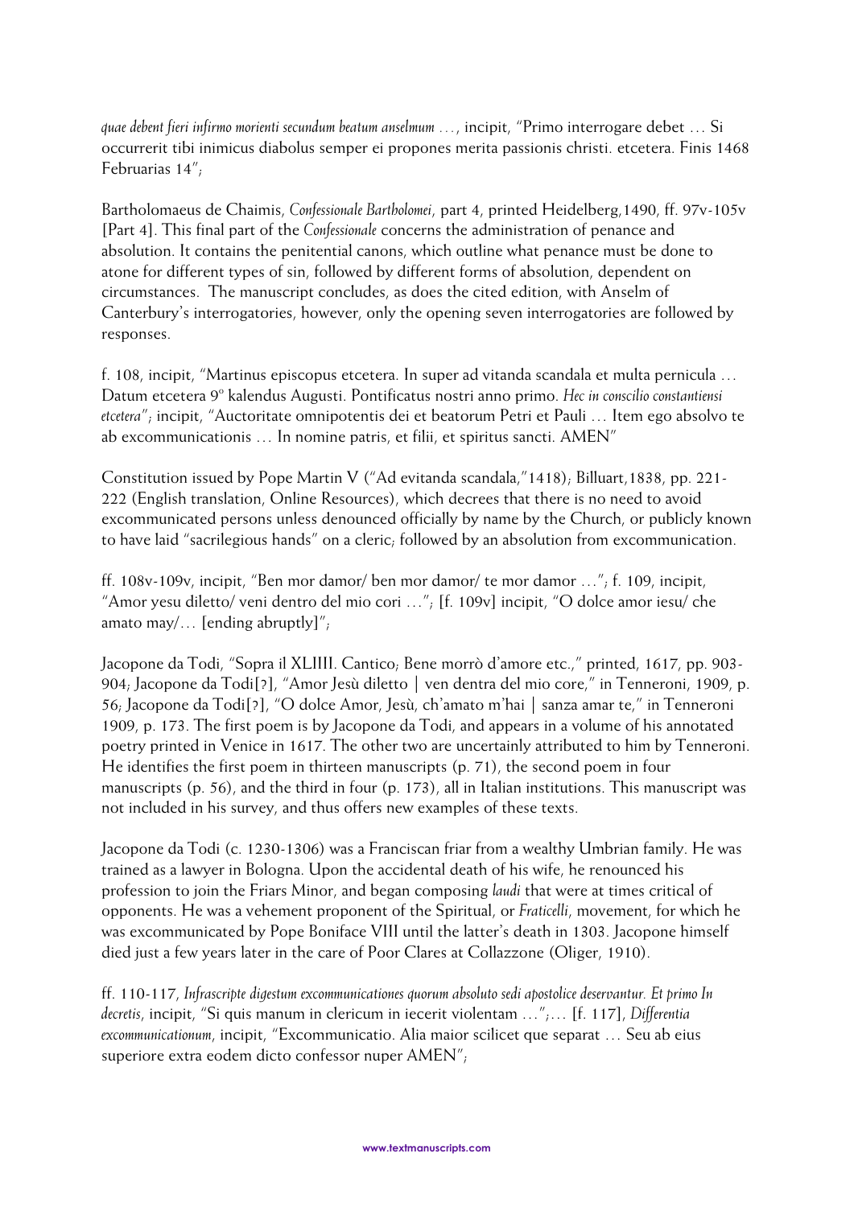*quae debent fieri infirmo morienti secundum beatum anselmum* …, incipit, "Primo interrogare debet … Si occurrerit tibi inimicus diabolus semper ei propones merita passionis christi. etcetera. Finis 1468 Februarias 14";

Bartholomaeus de Chaimis, *Confessionale Bartholomei*, part 4, printed Heidelberg,1490, ff. 97v-105v [Part 4]. This final part of the *Confessionale* concerns the administration of penance and absolution. It contains the penitential canons, which outline what penance must be done to atone for different types of sin, followed by different forms of absolution, dependent on circumstances. The manuscript concludes, as does the cited edition, with Anselm of Canterbury's interrogatories, however, only the opening seven interrogatories are followed by responses.

f. 108, incipit, "Martinus episcopus etcetera. In super ad vitanda scandala et multa pernicula … Datum etcetera 9º kalendus Augusti. Pontificatus nostri anno primo. *Hec in conscilio constantiensi etcetera*"; incipit, "Auctoritate omnipotentis dei et beatorum Petri et Pauli … Item ego absolvo te ab excommunicationis … In nomine patris, et filii, et spiritus sancti. AMEN"

Constitution issued by Pope Martin V ("Ad evitanda scandala,"1418); Billuart,1838, pp. 221-222 (English translation, Online Resources), which decrees that there is no need to avoid excommunicated persons unless denounced officially by name by the Church, or publicly known to have laid "sacrilegious hands" on a cleric; followed by an absolution from excommunication.

ff. 108v-109v, incipit, "Ben mor damor/ ben mor damor/ te mor damor …"; f. 109, incipit, "Amor yesu diletto/ veni dentro del mio cori …"; [f. 109v] incipit, "O dolce amor iesu/ che amato may/… [ending abruptly]";

Jacopone da Todi, "Sopra il XLIIII. Cantico; Bene morrò d'amore etc.," printed, 1617, pp. 903-904; Jacopone da Todi[?], "Amor Jesù diletto | ven dentra del mio core," in Tenneroni, 1909, p. 56; Jacopone da Todi[?], "O dolce Amor, Jesù, ch'amato m'hai | sanza amar te," in Tenneroni 1909, p. 173. The first poem is by Jacopone da Todi, and appears in a volume of his annotated poetry printed in Venice in 1617. The other two are uncertainly attributed to him by Tenneroni. He identifies the first poem in thirteen manuscripts (p. 71), the second poem in four manuscripts (p. 56), and the third in four (p. 173), all in Italian institutions. This manuscript was not included in his survey, and thus offers new examples of these texts.

Jacopone da Todi (c. 1230-1306) was a Franciscan friar from a wealthy Umbrian family. He was trained as a lawyer in Bologna. Upon the accidental death of his wife, he renounced his profession to join the Friars Minor, and began composing *laudi* that were at times critical of opponents. He was a vehement proponent of the Spiritual, or *Fraticelli*, movement, for which he was excommunicated by Pope Boniface VIII until the latter's death in 1303. Jacopone himself died just a few years later in the care of Poor Clares at Collazzone (Oliger, 1910).

ff. 110-117, *Infrascripte digestum excommunicationes quorum absoluto sedi apostolice deservantur. Et primo In decretis*, incipit, "Si quis manum in clericum in iecerit violentam …";… [f. 117], *Differentia excommunicationum*, incipit, "Excommunicatio. Alia maior scilicet que separat … Seu ab eius superiore extra eodem dicto confessor nuper AMEN";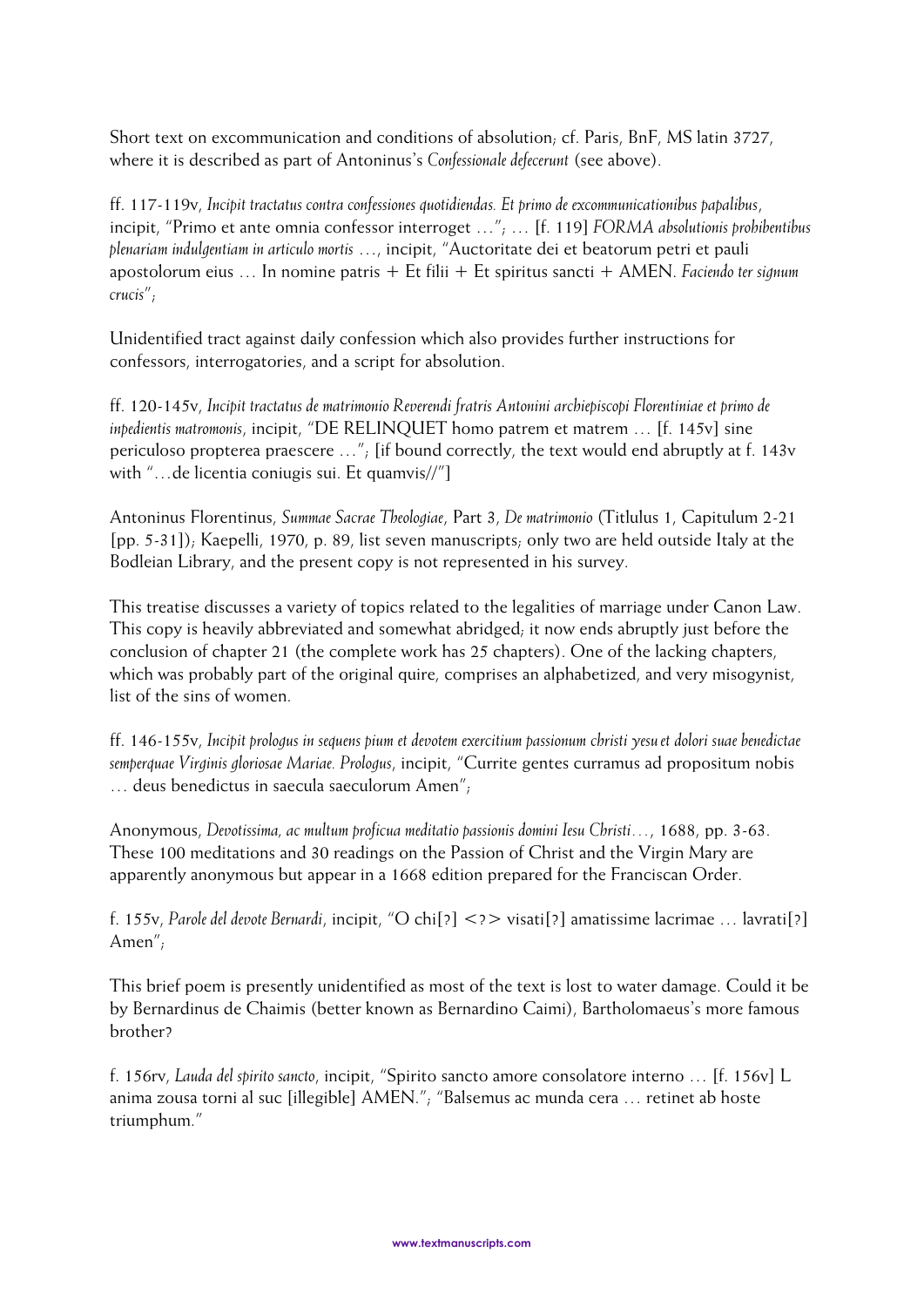Short text on excommunication and conditions of absolution; cf. Paris, BnF, MS latin 3727, where it is described as part of Antoninus's *Confessionale defecerunt* (see above).

ff. 117-119v, *Incipit tractatus contra confessiones quotidiendas. Et primo de excommunicationibus papalibus*, incipit, "Primo et ante omnia confessor interroget …"; … [f. 119] *FORMA absolutionis prohibentibus plenariam indulgentiam in articulo mortis* …, incipit, "Auctoritate dei et beatorum petri et pauli apostolorum eius … In nomine patris + Et filii + Et spiritus sancti + AMEN. *Faciendo ter signum crucis*";

Unidentified tract against daily confession which also provides further instructions for confessors, interrogatories, and a script for absolution.

ff. 120-145v, *Incipit tractatus de matrimonio Reverendi fratris Antonini archiepiscopi Florentiniae et primo de inpedientis matromonis*, incipit, "DE RELINQUET homo patrem et matrem … [f. 145v] sine periculoso propterea praescere …"; [if bound correctly, the text would end abruptly at f. 143v with "…de licentia coniugis sui. Et quamvis//"]

Antoninus Florentinus, *Summae Sacrae Theologiae*, Part 3, *De matrimonio* (Titlulus 1, Capitulum 2-21 [pp. 5-31]); Kaepelli, 1970, p. 89, list seven manuscripts; only two are held outside Italy at the Bodleian Library, and the present copy is not represented in his survey.

This treatise discusses a variety of topics related to the legalities of marriage under Canon Law. This copy is heavily abbreviated and somewhat abridged; it now ends abruptly just before the conclusion of chapter 21 (the complete work has 25 chapters). One of the lacking chapters, which was probably part of the original quire, comprises an alphabetized, and very misogynist, list of the sins of women.

ff. 146-155v, *Incipit prologus in sequens pium et devotem exercitium passionum christi yesu et dolori suae benedictae semperquae Virginis gloriosae Mariae. Prologus*, incipit, "Currite gentes curramus ad propositum nobis … deus benedictus in saecula saeculorum Amen";

Anonymous, *Devotissima, ac multum proficua meditatio passionis domini Iesu Christi…*, 1688, pp. 3-63. These 100 meditations and 30 readings on the Passion of Christ and the Virgin Mary are apparently anonymous but appear in a 1668 edition prepared for the Franciscan Order.

f. 155v, *Parole del devote Bernardi*, incipit, "O chi[?] <?> visati[?] amatissime lacrimae … lavrati[?] Amen";

This brief poem is presently unidentified as most of the text is lost to water damage. Could it be by Bernardinus de Chaimis (better known as Bernardino Caimi), Bartholomaeus's more famous brother?

f. 156rv, *Lauda del spirito sancto*, incipit, "Spirito sancto amore consolatore interno … [f. 156v] L anima zousa torni al suc [illegible] AMEN."; "Balsemus ac munda cera … retinet ab hoste triumphum."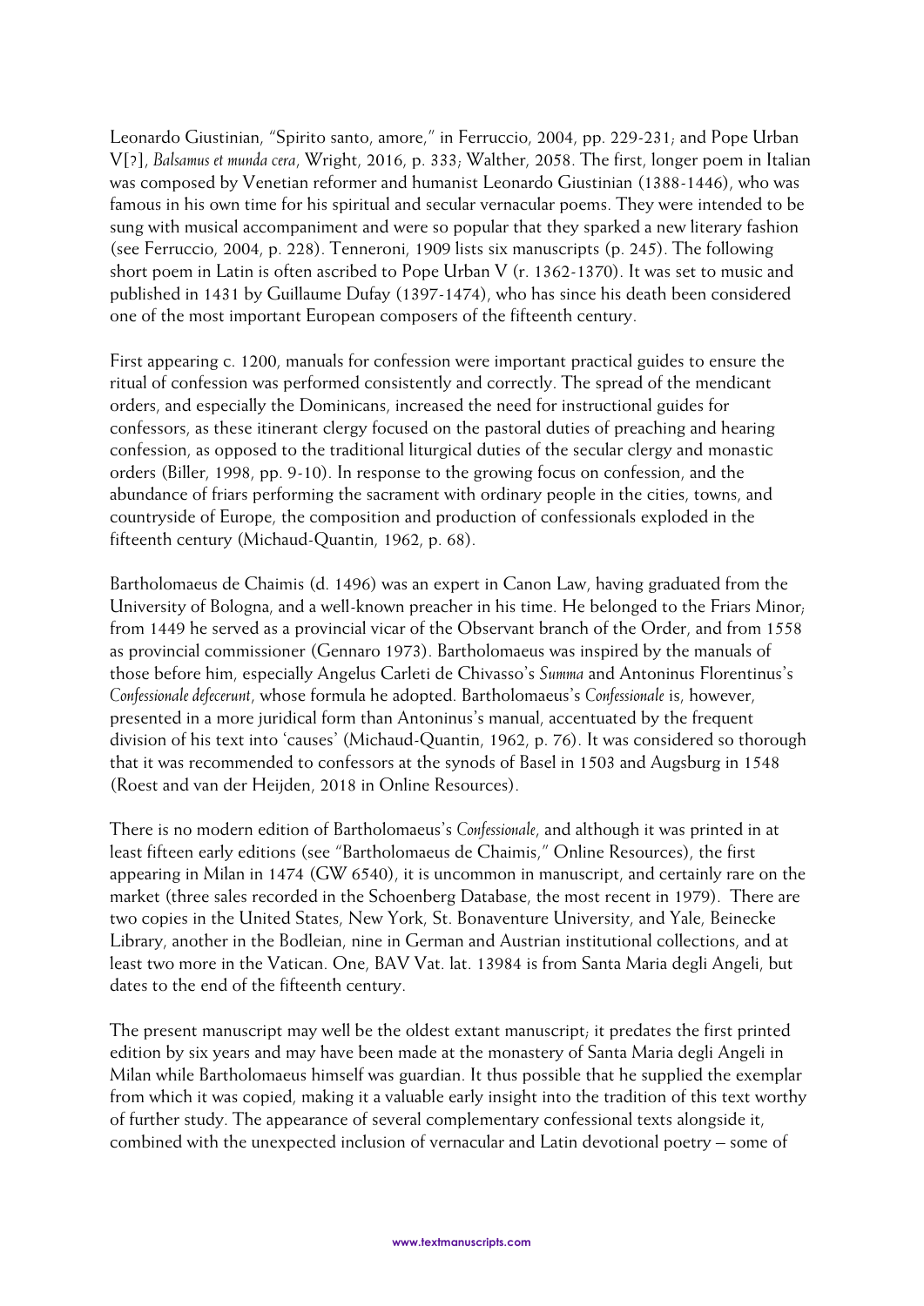Leonardo Giustinian, "Spirito santo, amore," in Ferruccio, 2004, pp. 229-231; and Pope Urban V[?], *Balsamus et munda cera*, Wright, 2016, p. 333; Walther, 2058. The first, longer poem in Italian was composed by Venetian reformer and humanist Leonardo Giustinian (1388-1446), who was famous in his own time for his spiritual and secular vernacular poems. They were intended to be sung with musical accompaniment and were so popular that they sparked a new literary fashion (see Ferruccio, 2004, p. 228). Tenneroni, 1909 lists six manuscripts (p. 245). The following short poem in Latin is often ascribed to Pope Urban V (r. 1362-1370). It was set to music and published in 1431 by Guillaume Dufay (1397-1474), who has since his death been considered one of the most important European composers of the fifteenth century.

First appearing c. 1200, manuals for confession were important practical guides to ensure the ritual of confession was performed consistently and correctly. The spread of the mendicant orders, and especially the Dominicans, increased the need for instructional guides for confessors, as these itinerant clergy focused on the pastoral duties of preaching and hearing confession, as opposed to the traditional liturgical duties of the secular clergy and monastic orders (Biller, 1998, pp. 9-10). In response to the growing focus on confession, and the abundance of friars performing the sacrament with ordinary people in the cities, towns, and countryside of Europe, the composition and production of confessionals exploded in the fifteenth century (Michaud-Quantin, 1962, p. 68).

Bartholomaeus de Chaimis (d. 1496) was an expert in Canon Law, having graduated from the University of Bologna, and a well-known preacher in his time. He belonged to the Friars Minor; from 1449 he served as a provincial vicar of the Observant branch of the Order, and from 1558 as provincial commissioner (Gennaro 1973). Bartholomaeus was inspired by the manuals of those before him, especially Angelus Carleti de Chivasso's *Summa* and Antoninus Florentinus's *Confessionale defecerunt*, whose formula he adopted. Bartholomaeus's *Confessionale* is, however, presented in a more juridical form than Antoninus's manual, accentuated by the frequent division of his text into 'causes' (Michaud-Quantin, 1962, p. 76). It was considered so thorough that it was recommended to confessors at the synods of Basel in 1503 and Augsburg in 1548 (Roest and van der Heijden, 2018 in Online Resources).

There is no modern edition of Bartholomaeus's *Confessionale*, and although it was printed in at least fifteen early editions (see "Bartholomaeus de Chaimis," Online Resources), the first appearing in Milan in 1474 (GW 6540), it is uncommon in manuscript, and certainly rare on the market (three sales recorded in the Schoenberg Database, the most recent in 1979). There are two copies in the United States, New York, St. Bonaventure University, and Yale, Beinecke Library, another in the Bodleian, nine in German and Austrian institutional collections, and at least two more in the Vatican. One, BAV Vat. lat. 13984 is from Santa Maria degli Angeli, but dates to the end of the fifteenth century.

The present manuscript may well be the oldest extant manuscript; it predates the first printed edition by six years and may have been made at the monastery of Santa Maria degli Angeli in Milan while Bartholomaeus himself was guardian. It thus possible that he supplied the exemplar from which it was copied, making it a valuable early insight into the tradition of this text worthy of further study. The appearance of several complementary confessional texts alongside it, combined with the unexpected inclusion of vernacular and Latin devotional poetry – some of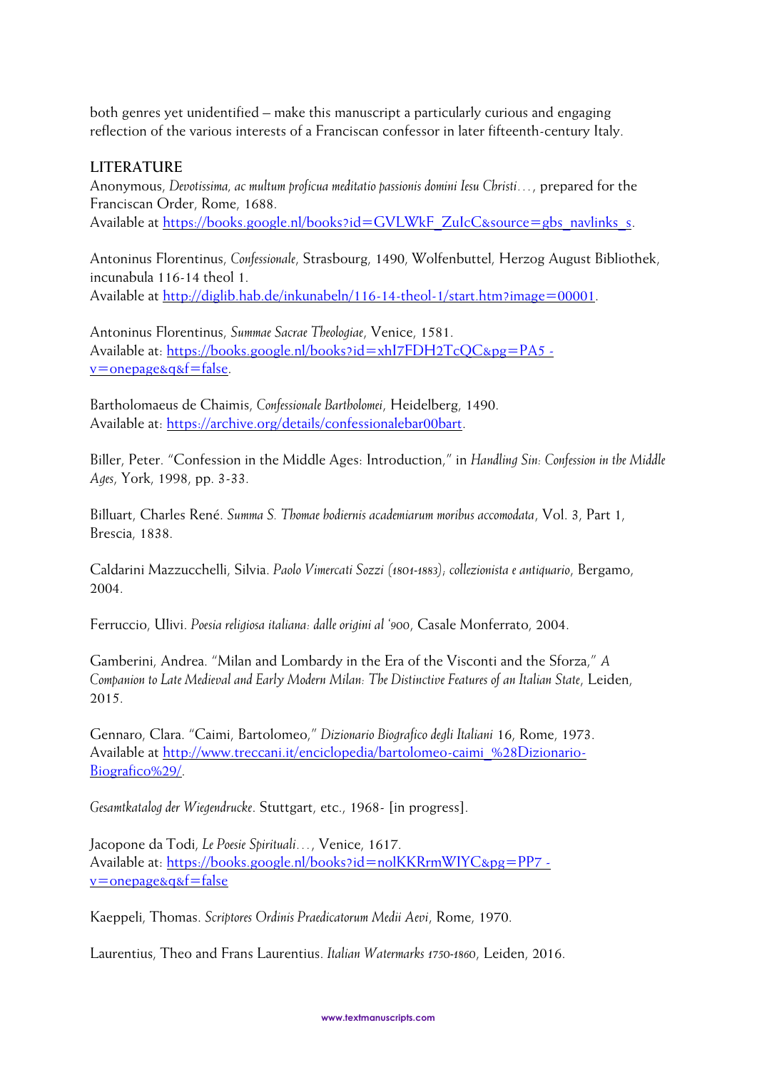both genres yet unidentified – make this manuscript a particularly curious and engaging reflection of the various interests of a Franciscan confessor in later fifteenth-century Italy.

## LITERATURE

Anonymous, *Devotissima, ac multum proficua meditatio passionis domini Iesu Christi…*, prepared for the Franciscan Order, Rome, 1688.
Available at https://books.google.nl/books?id=GVLWkF_ZuIcC&source=gbs_navlinks_s.

Antoninus Florentinus, *Confessionale*, Strasbourg, 1490, Wolfenbuttel, Herzog August Bibliothek, incunabula 116-14 theol 1.
Available at http://diglib.hab.de/inkunabeln/116-14-theol-1/start.htm?image=00001.

Antoninus Florentinus, *Summae Sacrae Theologiae*, Venice, 1581.
Available at: https://books.google.nl/books?id=xhI7FDH2TcQC&pg=PA5 - v=onepage&q&f=false.

Bartholomaeus de Chaimis, *Confessionale Bartholomei*, Heidelberg, 1490.
Available at: https://archive.org/details/confessionalebar00bart.

Biller, Peter. "Confession in the Middle Ages: Introduction," in *Handling Sin: Confession in the Middle Ages*, York, 1998, pp. 3-33.

Billuart, Charles René. *Summa S. Thomae hodiernis academiarum moribus accomodata*, Vol. 3, Part 1, Brescia, 1838.

Caldarini Mazzucchelli, Silvia. *Paolo Vimercati Sozzi (1801-1883), collezionista e antiquario*, Bergamo, 2004.

Ferruccio, Ulivi. *Poesia religiosa italiana: dalle origini al '900*, Casale Monferrato, 2004.

Gamberini, Andrea. "Milan and Lombardy in the Era of the Visconti and the Sforza," *A Companion to Late Medieval and Early Modern Milan: The Distinctive Features of an Italian State*, Leiden, 2015.

Gennaro, Clara. "Caimi, Bartolomeo," *Dizionario Biografico degli Italiani* 16, Rome, 1973.
Available at http://www.treccani.it/enciclopedia/bartolomeo-caimi_%28Dizionario-Biografico%29/.

*Gesamtkatalog der Wiegendrucke*. Stuttgart, etc., 1968- [in progress].

Jacopone da Todi, *Le Poesie Spirituali…*, Venice, 1617.
Available at: https://books.google.nl/books?id=nolKKRrmWIYC&pg=PP7 - v=onepage&q&f=false

Kaeppeli, Thomas. *Scriptores Ordinis Praedicatorum Medii Aevi*, Rome, 1970.

Laurentius, Theo and Frans Laurentius. *Italian Watermarks 1750-1860*, Leiden, 2016.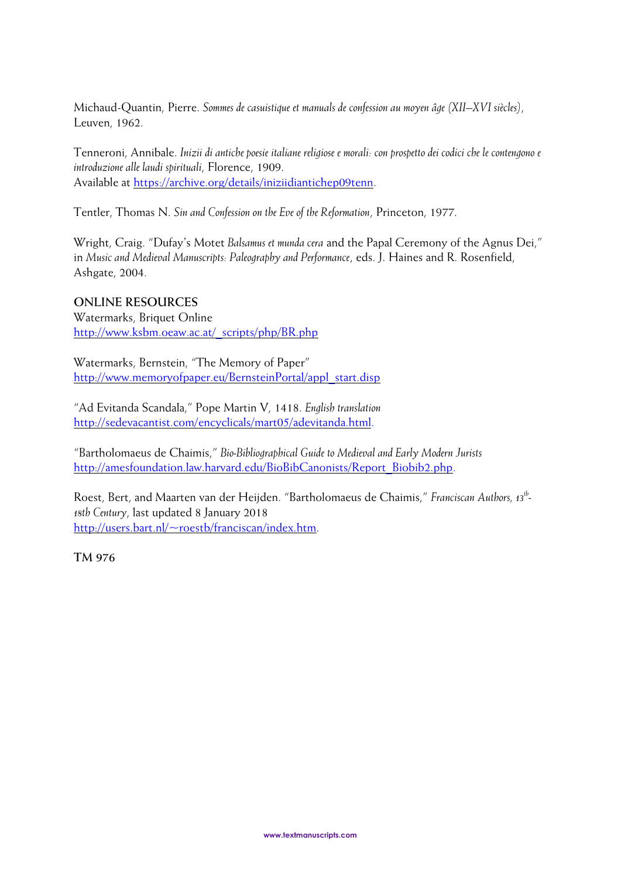Michaud-Quantin, Pierre. *Sommes de casuistique et manuals de confession au moyen âge (XII–XVI siècles)*, Leuven, 1962.

Tenneroni, Annibale. *Inizii di antiche poesie italiane religiose e morali: con prospetto dei codici che le contengono e introduzione alle laudi spirituali*, Florence, 1909.
Available at https://archive.org/details/iniziidiantichep09tenn.

Tentler, Thomas N. *Sin and Confession on the Eve of the Reformation*, Princeton, 1977.

Wright, Craig. "Dufay's Motet *Balsamus et munda cera* and the Papal Ceremony of the Agnus Dei," in *Music and Medieval Manuscripts: Paleography and Performance*, eds. J. Haines and R. Rosenfield, Ashgate, 2004.

**ONLINE RESOURCES**

Watermarks, Briquet Online
http://www.ksbm.oeaw.ac.at/_scripts/php/BR.php

Watermarks, Bernstein, "The Memory of Paper"
http://www.memoryofpaper.eu/BernsteinPortal/appl_start.disp

"Ad Evitanda Scandala," Pope Martin V, 1418. *English translation*
http://sedevacantist.com/encyclicals/mart05/adevitanda.html.

"Bartholomaeus de Chaimis," *Bio-Bibliographical Guide to Medieval and Early Modern Jurists*
http://amesfoundation.law.harvard.edu/BioBibCanonists/Report_Biobib2.php.

Roest, Bert, and Maarten van der Heijden. "Bartholomaeus de Chaimis," *Franciscan Authors, 13th-18th Century*, last updated 8 January 2018
http://users.bart.nl/~roestb/franciscan/index.htm.

**TM 976**